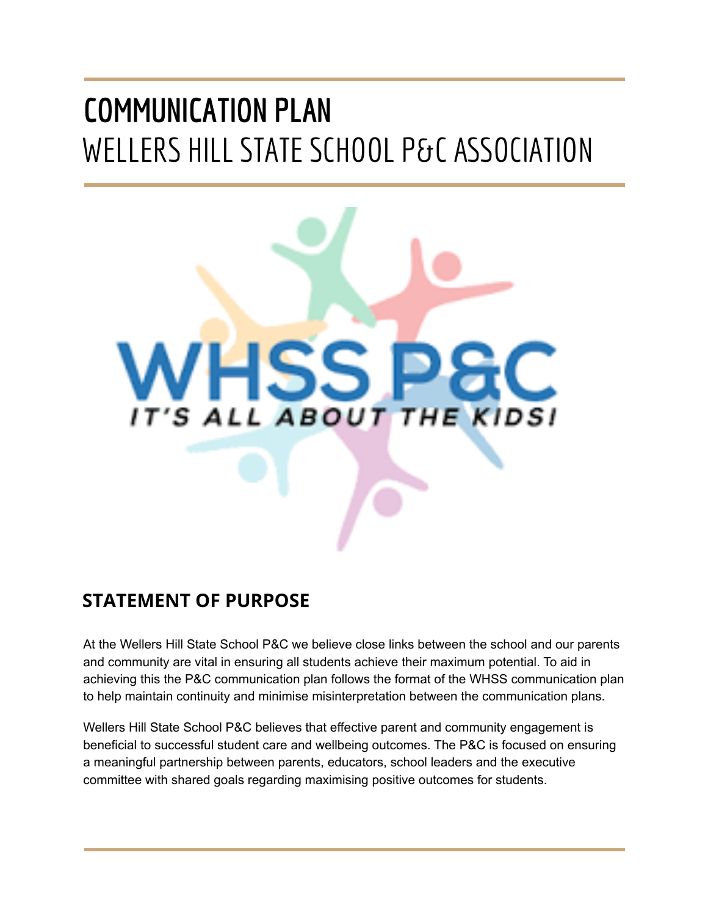# COMMUNICATION PLAN

## WELLERS HILL STATE SCHOOL P&C ASSOCIATION

WHSS P&C

IT'S ALL ABOUT THE KIDS!

## STATEMENT OF PURPOSE

At the Wellers Hill State School P&C we believe close links between the school and our parents and community are vital in ensuring all students achieve their maximum potential. To aid in achieving this the P&C communication plan follows the format of the WHSS communication plan to help maintain continuity and minimise misinterpretation between the communication plans.

Wellers Hill State School P&C believes that effective parent and community engagement is beneficial to successful student care and wellbeing outcomes. The P&C is focused on ensuring a meaningful partnership between parents, educators, school leaders and the executive committee with shared goals regarding maximising positive outcomes for students.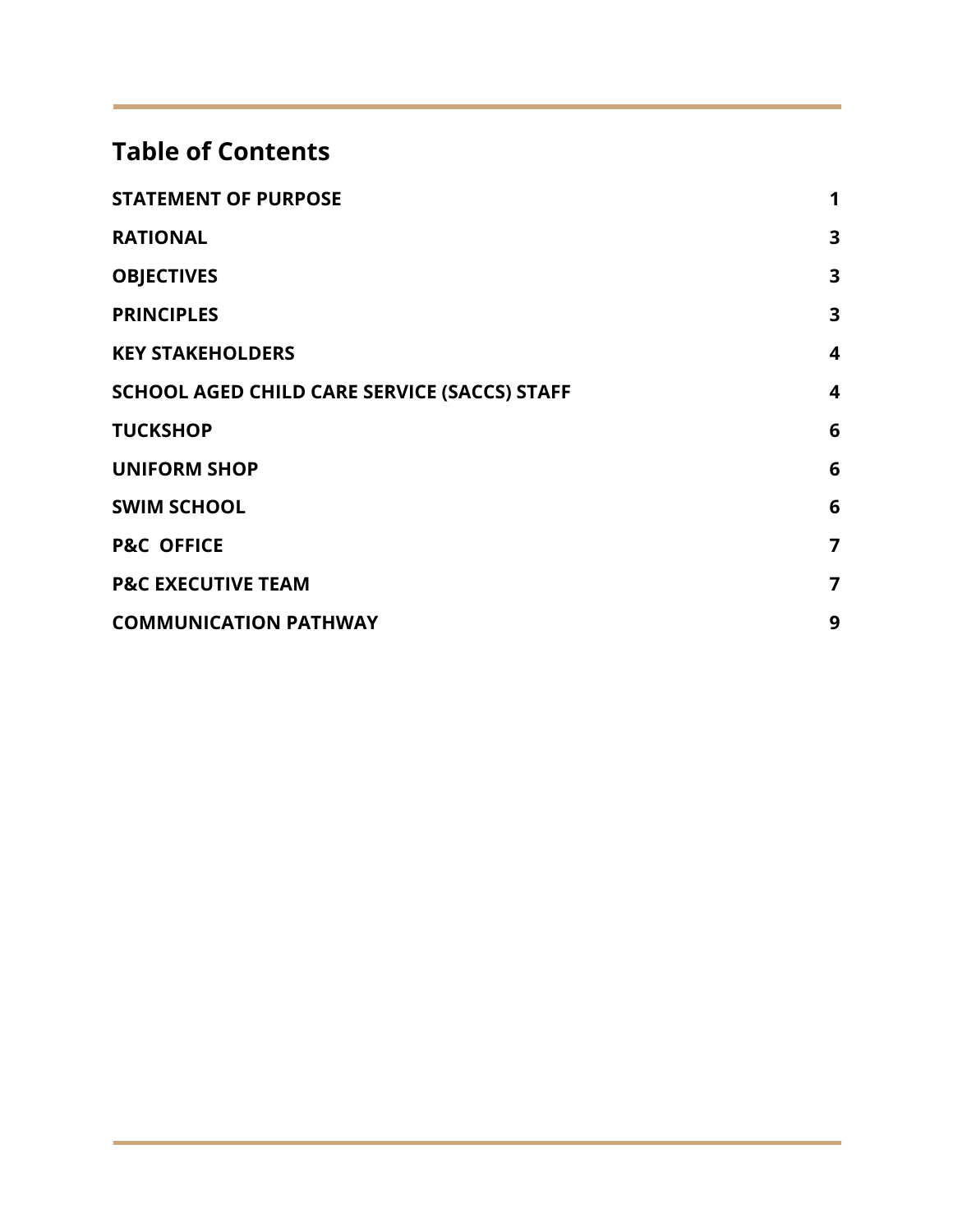## Table of Contents

| | |
|---|---|
| **STATEMENT OF PURPOSE** | **1** |
| **RATIONAL** | **3** |
| **OBJECTIVES** | **3** |
| **PRINCIPLES** | **3** |
| **KEY STAKEHOLDERS** | **4** |
| **SCHOOL AGED CHILD CARE SERVICE (SACCS) STAFF** | **4** |
| **TUCKSHOP** | **6** |
| **UNIFORM SHOP** | **6** |
| **SWIM SCHOOL** | **6** |
| **P&C OFFICE** | **7** |
| **P&C EXECUTIVE TEAM** | **7** |
| **COMMUNICATION PATHWAY** | **9** |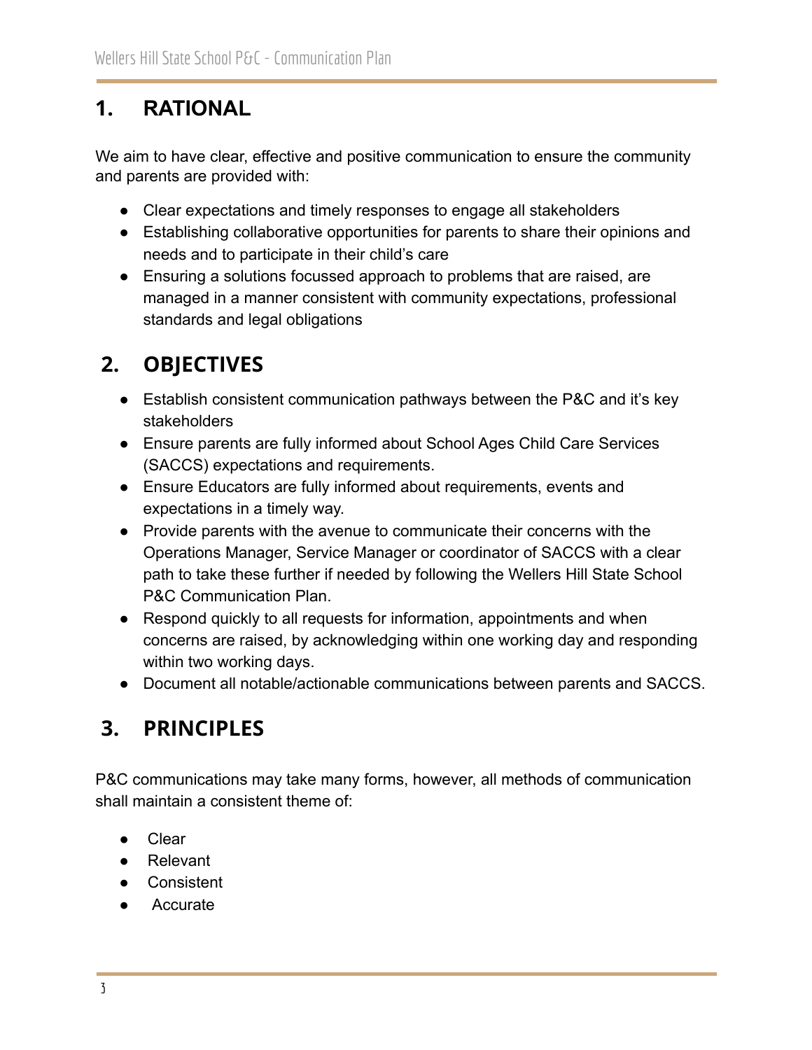## 1. RATIONAL

We aim to have clear, effective and positive communication to ensure the community and parents are provided with:

- Clear expectations and timely responses to engage all stakeholders
- Establishing collaborative opportunities for parents to share their opinions and needs and to participate in their child's care
- Ensuring a solutions focussed approach to problems that are raised, are managed in a manner consistent with community expectations, professional standards and legal obligations

## 2. OBJECTIVES

- Establish consistent communication pathways between the P&C and it's key stakeholders
- Ensure parents are fully informed about School Ages Child Care Services (SACCS) expectations and requirements.
- Ensure Educators are fully informed about requirements, events and expectations in a timely way.
- Provide parents with the avenue to communicate their concerns with the Operations Manager, Service Manager or coordinator of SACCS with a clear path to take these further if needed by following the Wellers Hill State School P&C Communication Plan.
- Respond quickly to all requests for information, appointments and when concerns are raised, by acknowledging within one working day and responding within two working days.
- Document all notable/actionable communications between parents and SACCS.

## 3. PRINCIPLES

P&C communications may take many forms, however, all methods of communication shall maintain a consistent theme of:

- Clear
- Relevant
- Consistent
- Accurate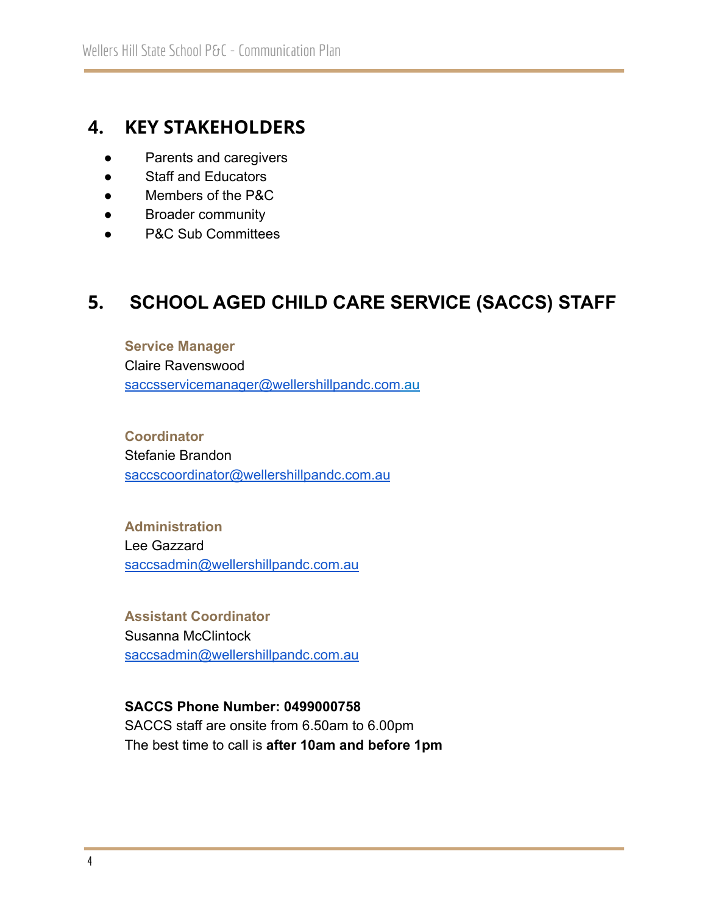## 4. KEY STAKEHOLDERS

- Parents and caregivers
- Staff and Educators
- Members of the P&C
- Broader community
- P&C Sub Committees

## 5. SCHOOL AGED CHILD CARE SERVICE (SACCS) STAFF

**Service Manager**
Claire Ravenswood
saccsservicemanager@wellershillpandc.com.au

**Coordinator**
Stefanie Brandon
saccscoordinator@wellershillpandc.com.au

**Administration**
Lee Gazzard
saccsadmin@wellershillpandc.com.au

**Assistant Coordinator**
Susanna McClintock
saccsadmin@wellershillpandc.com.au

**SACCS Phone Number: 0499000758**
SACCS staff are onsite from 6.50am to 6.00pm
The best time to call is **after 10am and before 1pm**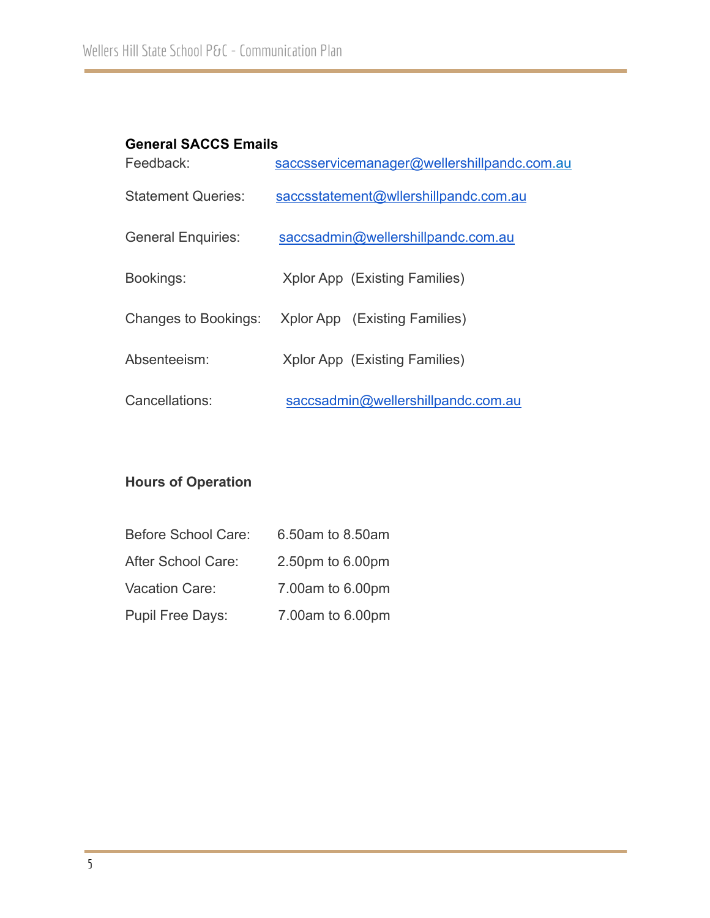**General SACCS Emails**

| | |
|---|---|
| Feedback: | saccsservicemanager@wellershillpandc.com.au |
| Statement Queries: | saccsstatement@wllershillpandc.com.au |
| General Enquiries: | saccsadmin@wellershillpandc.com.au |
| Bookings: | Xplor App (Existing Families) |
| Changes to Bookings: | Xplor App (Existing Families) |
| Absenteeism: | Xplor App (Existing Families) |
| Cancellations: | saccsadmin@wellershillpandc.com.au |

**Hours of Operation**

| | |
|---|---|
| Before School Care: | 6.50am to 8.50am |
| After School Care: | 2.50pm to 6.00pm |
| Vacation Care: | 7.00am to 6.00pm |
| Pupil Free Days: | 7.00am to 6.00pm |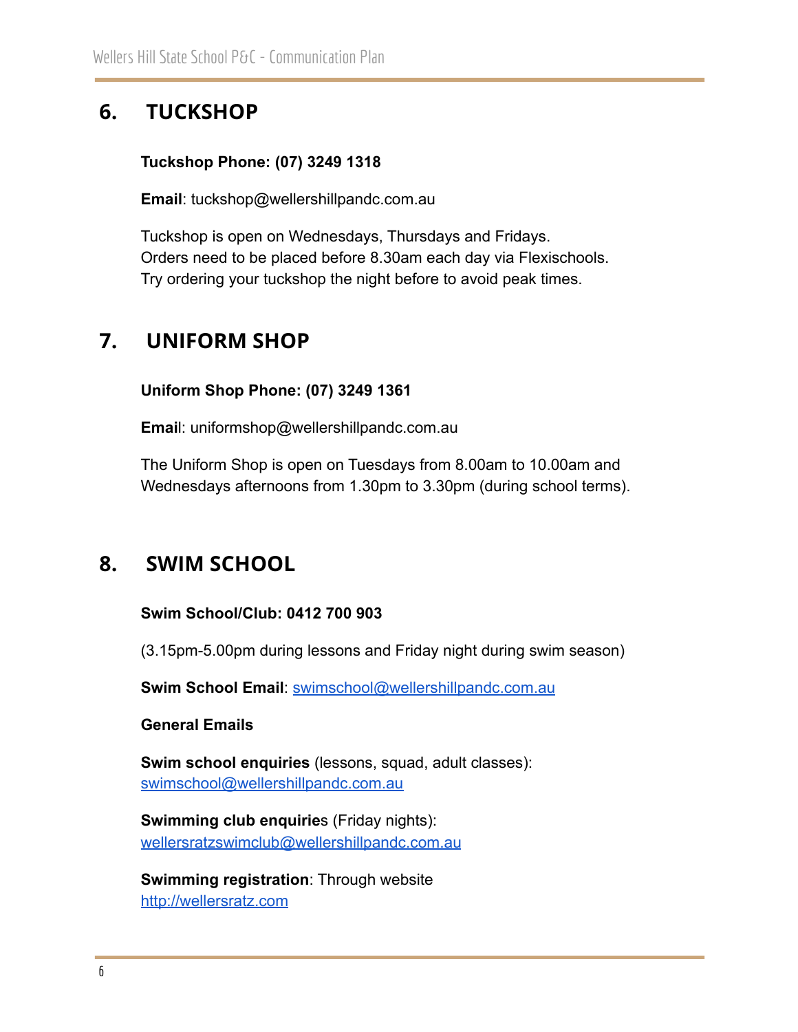## 6. TUCKSHOP

**Tuckshop Phone: (07) 3249 1318**

**Email**: tuckshop@wellershillpandc.com.au

Tuckshop is open on Wednesdays, Thursdays and Fridays.
Orders need to be placed before 8.30am each day via Flexischools.
Try ordering your tuckshop the night before to avoid peak times.

## 7. UNIFORM SHOP

**Uniform Shop Phone: (07) 3249 1361**

**Email**: uniformshop@wellershillpandc.com.au

The Uniform Shop is open on Tuesdays from 8.00am to 10.00am and Wednesdays afternoons from 1.30pm to 3.30pm (during school terms).

## 8. SWIM SCHOOL

**Swim School/Club: 0412 700 903**

(3.15pm-5.00pm during lessons and Friday night during swim season)

**Swim School Email**: swimschool@wellershillpandc.com.au

**General Emails**

**Swim school enquiries** (lessons, squad, adult classes):
swimschool@wellershillpandc.com.au

**Swimming club enquiries** (Friday nights):
wellersratzswimclub@wellershillpandc.com.au

**Swimming registration**: Through website
http://wellersratz.com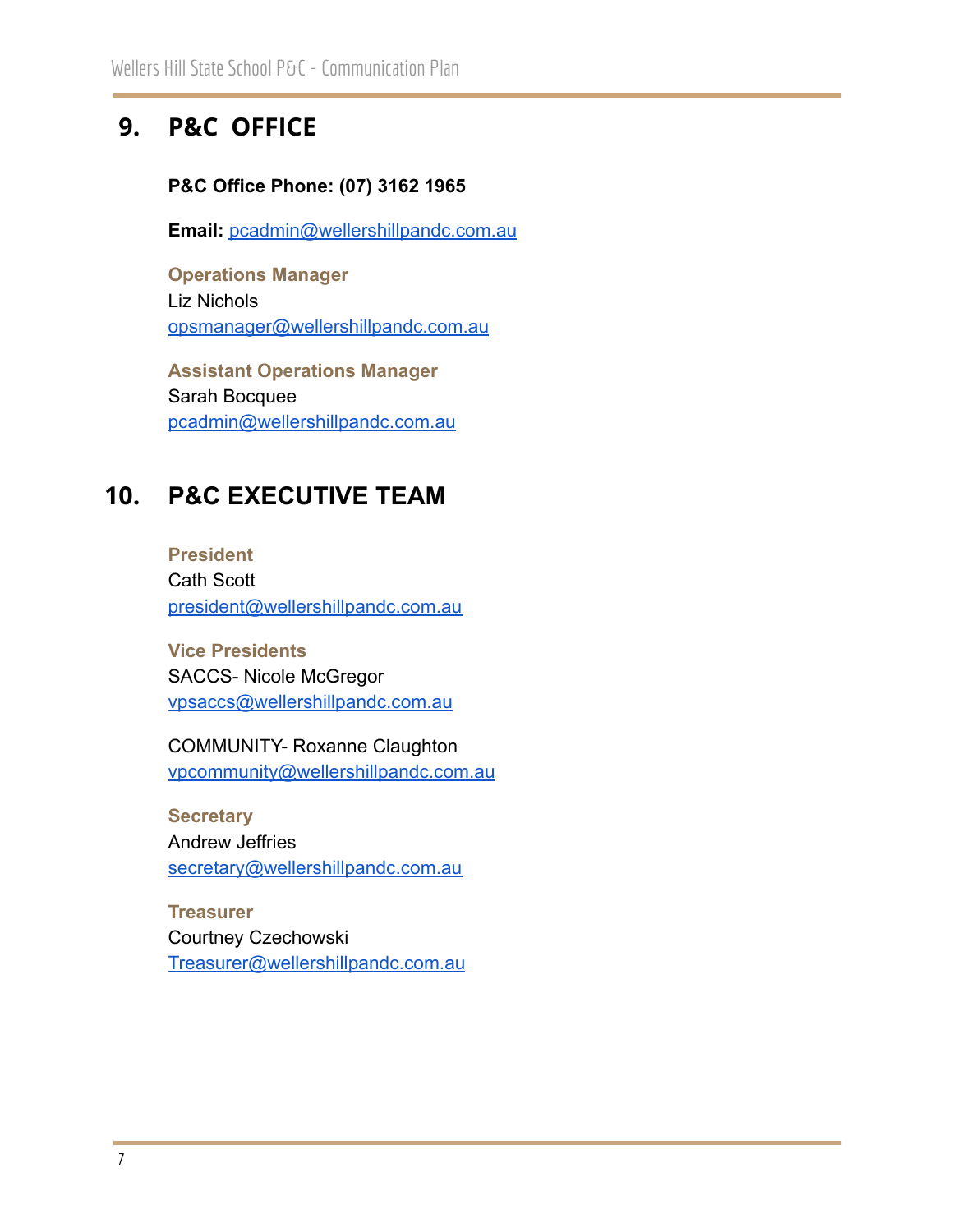## 9. P&C OFFICE

**P&C Office Phone: (07) 3162 1965**

**Email:** pcadmin@wellershillpandc.com.au

**Operations Manager**
Liz Nichols
opsmanager@wellershillpandc.com.au

**Assistant Operations Manager**
Sarah Bocquee
pcadmin@wellershillpandc.com.au

## 10. P&C EXECUTIVE TEAM

**President**
Cath Scott
president@wellershillpandc.com.au

**Vice Presidents**
SACCS- Nicole McGregor
vpsaccs@wellershillpandc.com.au

COMMUNITY- Roxanne Claughton
vpcommunity@wellershillpandc.com.au

**Secretary**
Andrew Jeffries
secretary@wellershillpandc.com.au

**Treasurer**
Courtney Czechowski
Treasurer@wellershillpandc.com.au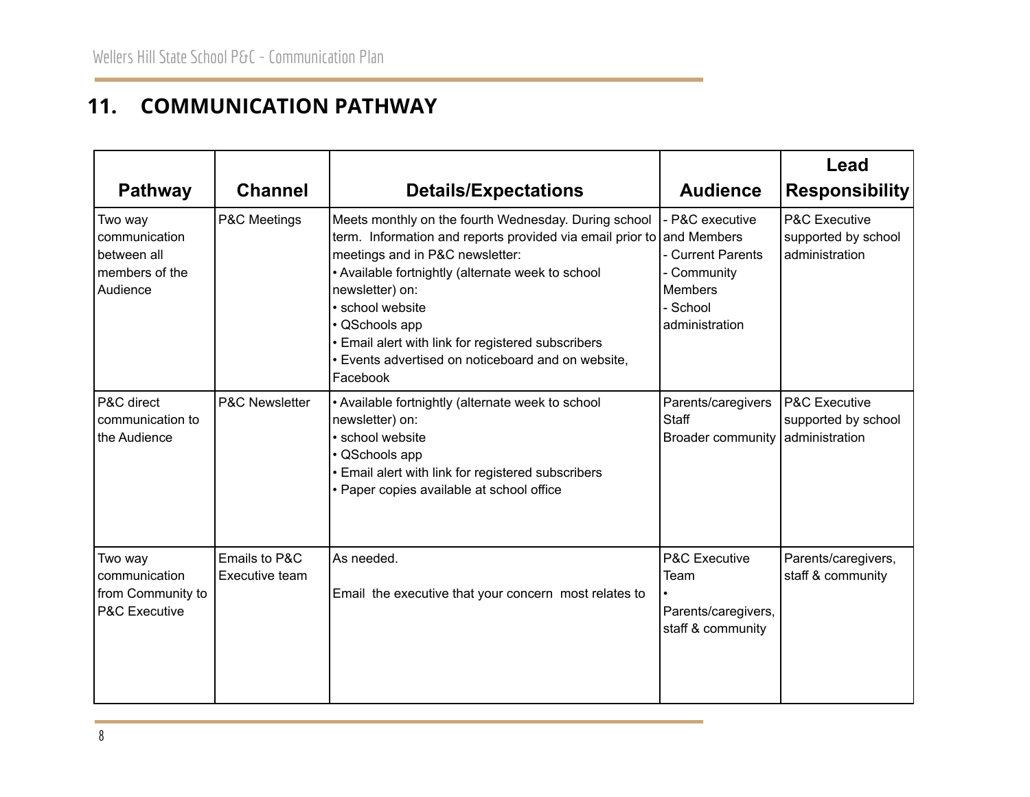## 11. COMMUNICATION PATHWAY

| Pathway | Channel | Details/Expectations | Audience | Lead Responsibility |
|---|---|---|---|---|
| Two way communication between all members of the Audience | P&C Meetings | Meets monthly on the fourth Wednesday. During school term. Information and reports provided via email prior to meetings and in P&C newsletter:<br>• Available fortnightly (alternate week to school newsletter) on:<br>• school website<br>• QSchools app<br>• Email alert with link for registered subscribers<br>• Events advertised on noticeboard and on website, Facebook | - P&C executive and Members<br>- Current Parents<br>- Community Members<br>- School administration | P&C Executive supported by school administration |
| P&C direct communication to the Audience | P&C Newsletter | • Available fortnightly (alternate week to school newsletter) on:<br>• school website<br>• QSchools app<br>• Email alert with link for registered subscribers<br>• Paper copies available at school office | Parents/caregivers<br>Staff<br>Broader community | P&C Executive supported by school administration |
| Two way communication from Community to P&C Executive | Emails to P&C Executive team | As needed.<br><br>Email the executive that your concern most relates to | P&C Executive Team<br>•<br>Parents/caregivers, staff & community | Parents/caregivers, staff & community |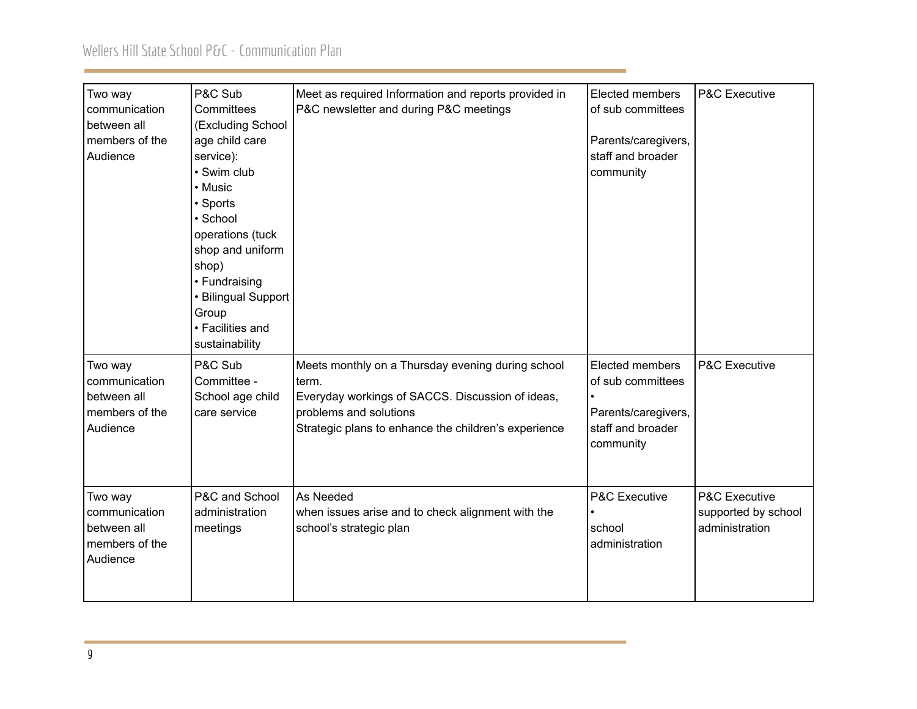| Two way communication between all members of the Audience | P&C Sub Committees (Excluding School age child care service):<br>• Swim club<br>• Music<br>• Sports<br>• School operations (tuck shop and uniform shop)<br>• Fundraising<br>• Bilingual Support Group<br>• Facilities and sustainability | Meet as required Information and reports provided in P&C newsletter and during P&C meetings | Elected members of sub committees<br><br>Parents/caregivers, staff and broader community | P&C Executive |
|---|---|---|---|---|
| Two way communication between all members of the Audience | P&C Sub Committee - School age child care service | Meets monthly on a Thursday evening during school term.<br>Everyday workings of SACCS. Discussion of ideas, problems and solutions<br>Strategic plans to enhance the children's experience | Elected members of sub committees<br>•<br>Parents/caregivers, staff and broader community | P&C Executive |
| Two way communication between all members of the Audience | P&C and School administration meetings | As Needed<br>when issues arise and to check alignment with the school's strategic plan | P&C Executive<br>•<br>school administration | P&C Executive supported by school administration |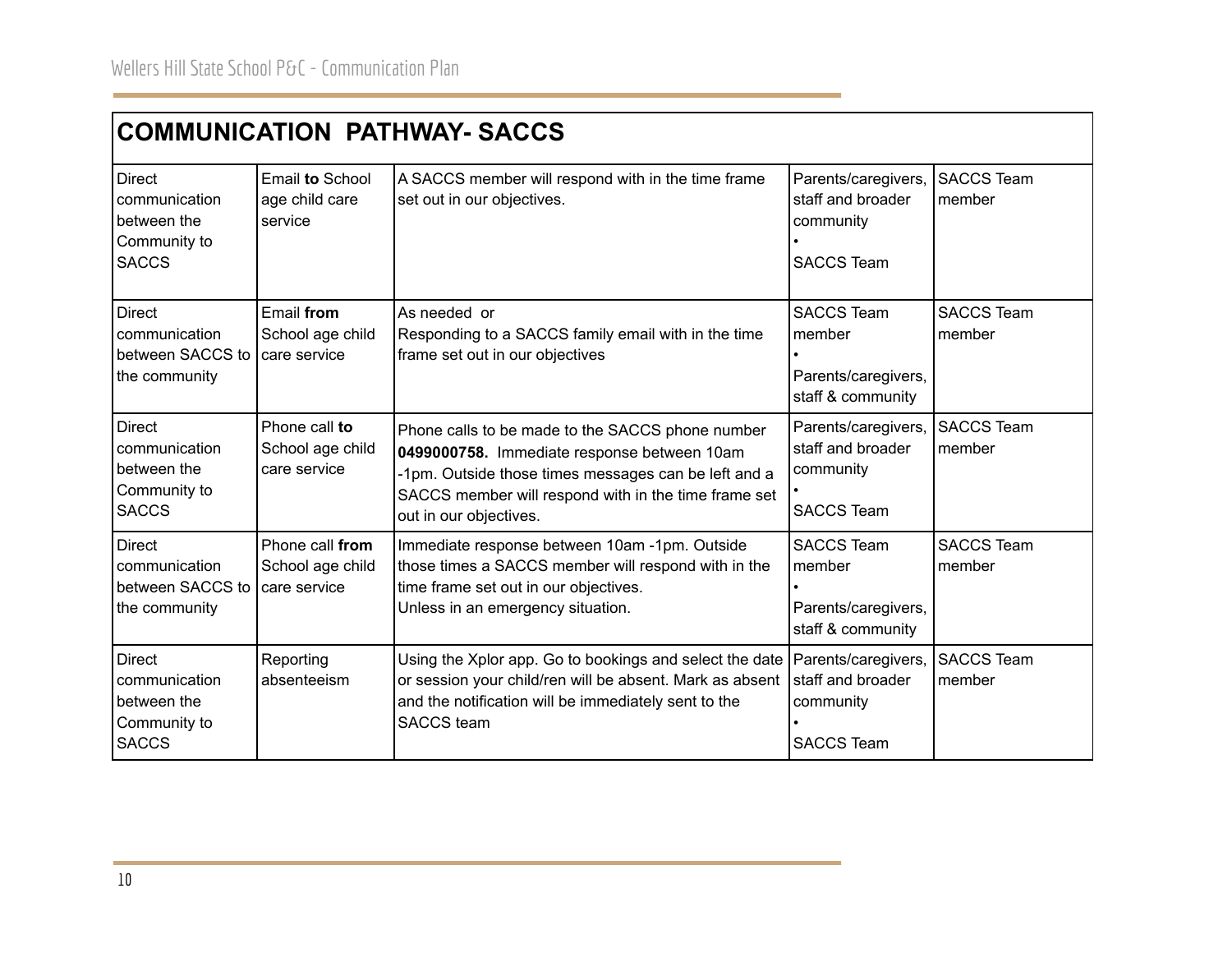## COMMUNICATION PATHWAY- SACCS

| | | | | |
|---|---|---|---|---|
| Direct communication between the Community to SACCS | Email **to** School age child care service | A SACCS member will respond with in the time frame set out in our objectives. | Parents/caregivers, staff and broader community • SACCS Team | SACCS Team member |
| Direct communication between SACCS to the community | Email **from** School age child care service | As needed or Responding to a SACCS family email with in the time frame set out in our objectives | SACCS Team member • Parents/caregivers, staff & community | SACCS Team member |
| Direct communication between the Community to SACCS | Phone call **to** School age child care service | Phone calls to be made to the SACCS phone number **0499000758.** Immediate response between 10am -1pm. Outside those times messages can be left and a SACCS member will respond with in the time frame set out in our objectives. | Parents/caregivers, staff and broader community • SACCS Team | SACCS Team member |
| Direct communication between SACCS to the community | Phone call **from** School age child care service | Immediate response between 10am -1pm. Outside those times a SACCS member will respond with in the time frame set out in our objectives. Unless in an emergency situation. | SACCS Team member • Parents/caregivers, staff & community | SACCS Team member |
| Direct communication between the Community to SACCS | Reporting absenteeism | Using the Xplor app. Go to bookings and select the date or session your child/ren will be absent. Mark as absent and the notification will be immediately sent to the SACCS team | Parents/caregivers, staff and broader community • SACCS Team | SACCS Team member |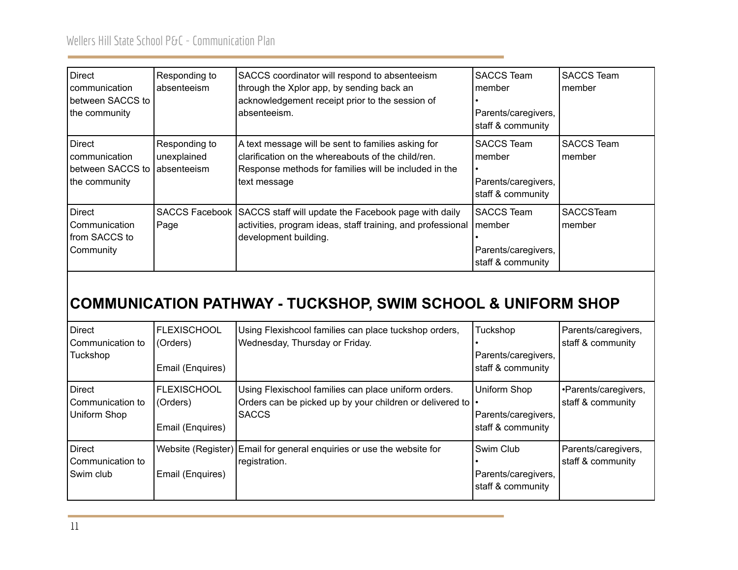| | | | | |
|---|---|---|---|---|
| Direct communication between SACCS to the community | Responding to absenteeism | SACCS coordinator will respond to absenteeism through the Xplor app, by sending back an acknowledgement receipt prior to the session of absenteeism. | SACCS Team member • Parents/caregivers, staff & community | SACCS Team member |
| Direct communication between SACCS to the community | Responding to unexplained absenteeism | A text message will be sent to families asking for clarification on the whereabouts of the child/ren. Response methods for families will be included in the text message | SACCS Team member • Parents/caregivers, staff & community | SACCS Team member |
| Direct Communication from SACCS to Community | SACCS Facebook Page | SACCS staff will update the Facebook page with daily activities, program ideas, staff training, and professional development building. | SACCS Team member • Parents/caregivers, staff & community | SACCSTeam member |

## COMMUNICATION PATHWAY - TUCKSHOP, SWIM SCHOOL & UNIFORM SHOP

| | | | | |
|---|---|---|---|---|
| Direct Communication to Tuckshop | FLEXISCHOOL (Orders) Email (Enquires) | Using Flexishcool families can place tuckshop orders, Wednesday, Thursday or Friday. | Tuckshop • Parents/caregivers, staff & community | Parents/caregivers, staff & community |
| Direct Communication to Uniform Shop | FLEXISCHOOL (Orders) Email (Enquires) | Using Flexischool families can place uniform orders. Orders can be picked up by your children or delivered to SACCS | Uniform Shop • Parents/caregivers, staff & community | •Parents/caregivers, staff & community |
| Direct Communication to Swim club | Website (Register) Email (Enquires) | Email for general enquiries or use the website for registration. | Swim Club • Parents/caregivers, staff & community | Parents/caregivers, staff & community |